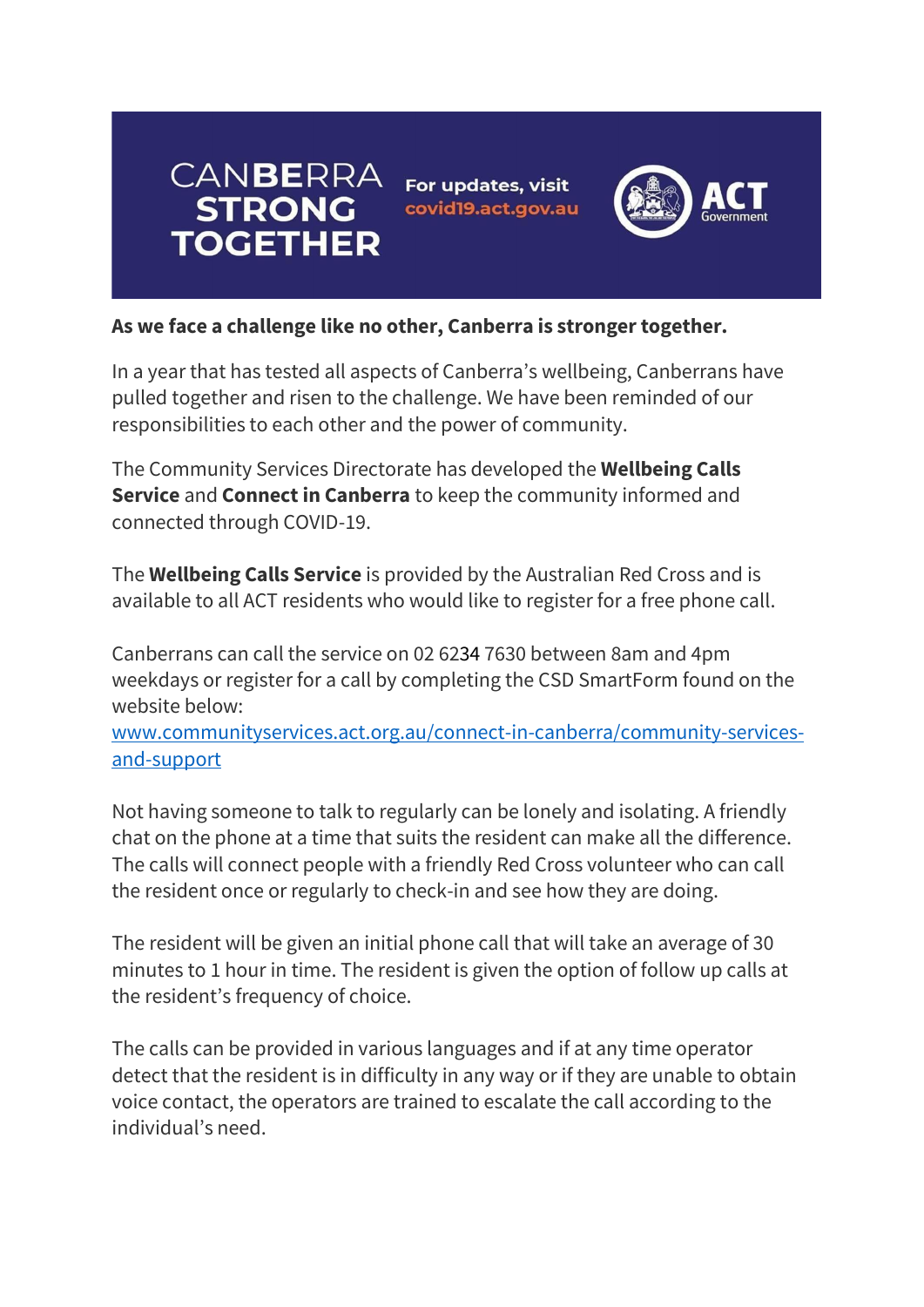CANBERRA STRONG TOGETHER

For updates, visit covid19.act.gov.au

ACT Government

**As we face a challenge like no other, Canberra is stronger together.**

In a year that has tested all aspects of Canberra's wellbeing, Canberrans have pulled together and risen to the challenge. We have been reminded of our responsibilities to each other and the power of community.

The Community Services Directorate has developed the **Wellbeing Calls Service** and **Connect in Canberra** to keep the community informed and connected through COVID-19.

The **Wellbeing Calls Service** is provided by the Australian Red Cross and is available to all ACT residents who would like to register for a free phone call.

Canberrans can call the service on 02 6234 7630 between 8am and 4pm weekdays or register for a call by completing the CSD SmartForm found on the website below:
[www.communityservices.act.org.au/connect-in-canberra/community-services-and-support](www.communityservices.act.org.au/connect-in-canberra/community-services-and-support)

Not having someone to talk to regularly can be lonely and isolating. A friendly chat on the phone at a time that suits the resident can make all the difference. The calls will connect people with a friendly Red Cross volunteer who can call the resident once or regularly to check-in and see how they are doing.

The resident will be given an initial phone call that will take an average of 30 minutes to 1 hour in time. The resident is given the option of follow up calls at the resident's frequency of choice.

The calls can be provided in various languages and if at any time operator detect that the resident is in difficulty in any way or if they are unable to obtain voice contact, the operators are trained to escalate the call according to the individual's need.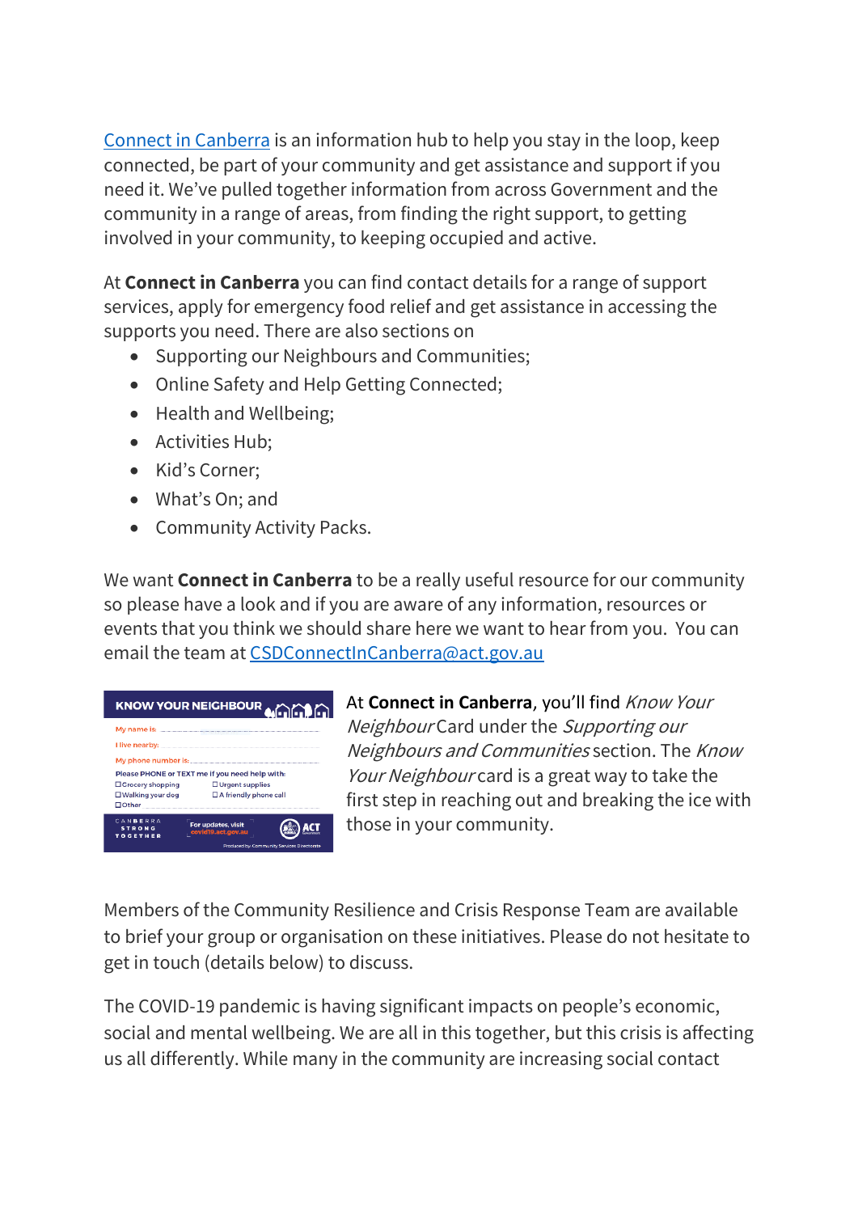[Connect in Canberra](https://www.covid19.act.gov.au/community/connect-in-canberra) is an information hub to help you stay in the loop, keep connected, be part of your community and get assistance and support if you need it. We've pulled together information from across Government and the community in a range of areas, from finding the right support, to getting involved in your community, to keeping occupied and active.

At **Connect in Canberra** you can find contact details for a range of support services, apply for emergency food relief and get assistance in accessing the supports you need. There are also sections on

- Supporting our Neighbours and Communities;
- Online Safety and Help Getting Connected;
- Health and Wellbeing;
- Activities Hub;
- Kid's Corner;
- What's On; and
- Community Activity Packs.

We want **Connect in Canberra** to be a really useful resource for our community so please have a look and if you are aware of any information, resources or events that you think we should share here we want to hear from you. You can email the team at [CSDConnectInCanberra@act.gov.au](mailto:CSDConnectInCanberra@act.gov.au)

KNOW YOUR NEIGHBOUR

My name is: \_\_\_\_\_\_\_\_\_\_\_\_\_\_\_\_\_\_\_\_

I live nearby: \_\_\_\_\_\_\_\_\_\_\_\_\_\_\_\_\_\_\_\_

My phone number is: \_\_\_\_\_\_\_\_\_\_\_\_\_\_\_\_\_\_\_\_

Please PHONE or TEXT me if you need help with:

- ☐ Grocery shopping
- ☐ Urgent supplies
- ☐ Walking your dog
- ☐ A friendly phone call
- ☐ Other

CANBERRA STRONG TOGETHER

For updates, visit covid19.act.gov.au

ACT Government

Produced by Community Services Directorate

At **Connect in Canberra**, you'll find *Know Your Neighbour* Card under the *Supporting our Neighbours and Communities* section. The *Know Your Neighbour* card is a great way to take the first step in reaching out and breaking the ice with those in your community.

Members of the Community Resilience and Crisis Response Team are available to brief your group or organisation on these initiatives. Please do not hesitate to get in touch (details below) to discuss.

The COVID-19 pandemic is having significant impacts on people's economic, social and mental wellbeing. We are all in this together, but this crisis is affecting us all differently. While many in the community are increasing social contact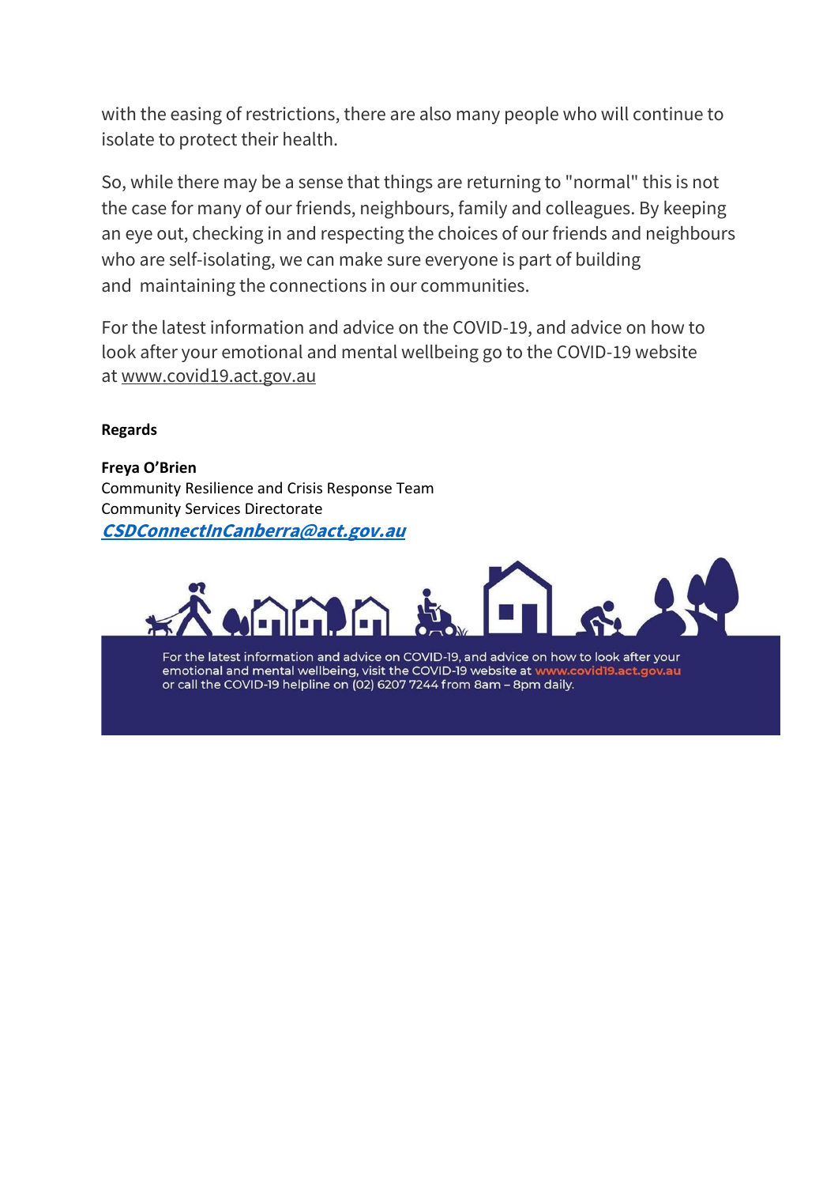with the easing of restrictions, there are also many people who will continue to isolate to protect their health.

So, while there may be a sense that things are returning to "normal" this is not the case for many of our friends, neighbours, family and colleagues. By keeping an eye out, checking in and respecting the choices of our friends and neighbours who are self-isolating, we can make sure everyone is part of building and maintaining the connections in our communities.

For the latest information and advice on the COVID-19, and advice on how to look after your emotional and mental wellbeing go to the COVID-19 website at www.covid19.act.gov.au

**Regards**

**Freya O'Brien**
Community Resilience and Crisis Response Team
Community Services Directorate
***CSDConnectInCanberra@act.gov.au***

For the latest information and advice on COVID-19, and advice on how to look after your emotional and mental wellbeing, visit the COVID-19 website at www.covid19.act.gov.au or call the COVID-19 helpline on (02) 6207 7244 from 8am – 8pm daily.